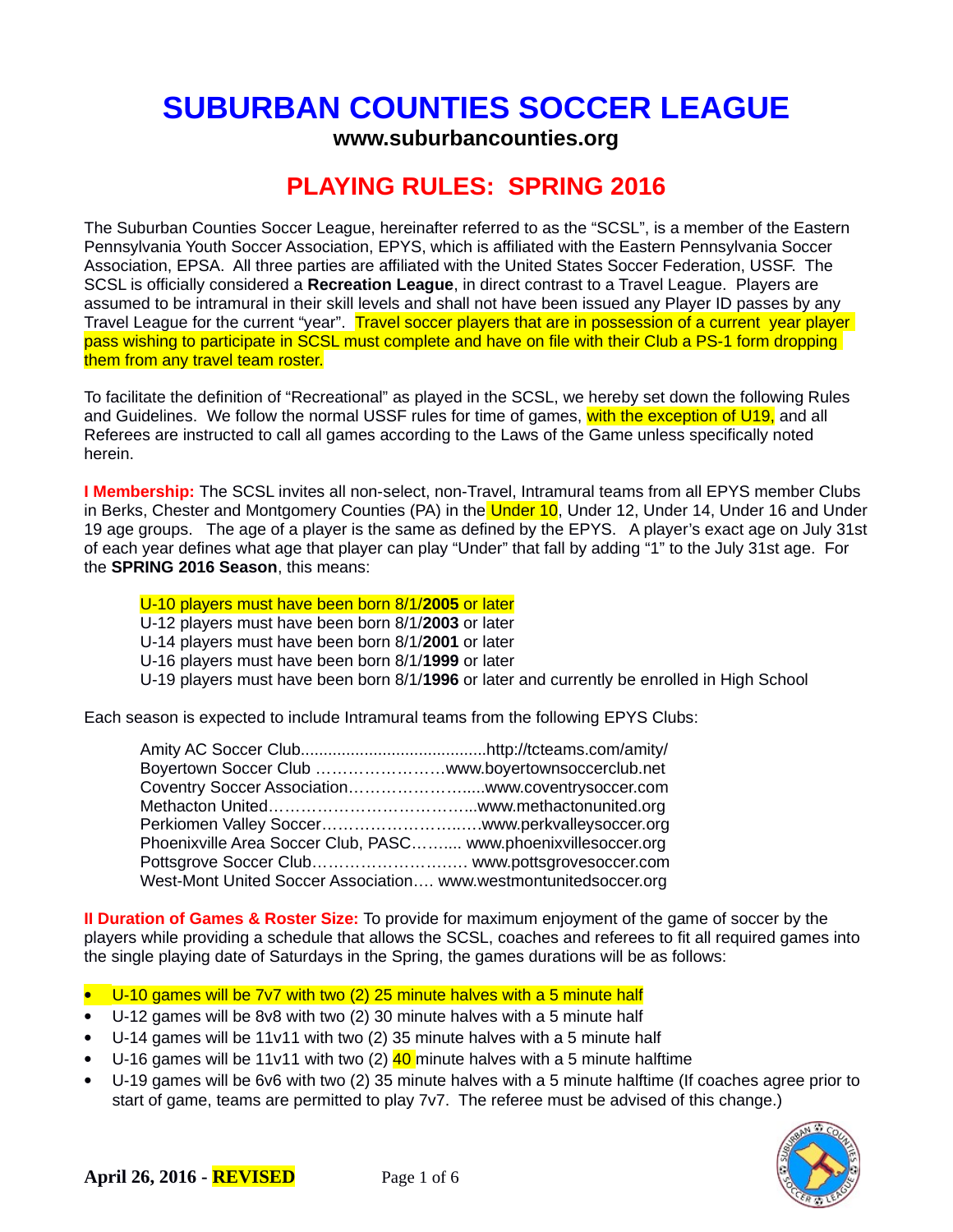# SUBURBAN COUNTIES SOCCER LEAGUE

**www.suburbancounties.org**

## PLAYING RULES: SPRING 2016

The Suburban Counties Soccer League, hereinafter referred to as the "SCSL", is a member of the Eastern Pennsylvania Youth Soccer Association, EPYS, which is affiliated with the Eastern Pennsylvania Soccer Association, EPSA. All three parties are affiliated with the United States Soccer Federation, USSF. The SCSL is officially considered a **Recreation League**, in direct contrast to a Travel League. Players are assumed to be intramural in their skill levels and shall not have been issued any Player ID passes by any Travel League for the current "year". Travel soccer players that are in possession of a current year player pass wishing to participate in SCSL must complete and have on file with their Club a PS-1 form dropping them from any travel team roster.

To facilitate the definition of "Recreational" as played in the SCSL, we hereby set down the following Rules and Guidelines. We follow the normal USSF rules for time of games, with the exception of U19, and all Referees are instructed to call all games according to the Laws of the Game unless specifically noted herein.

**I Membership:** The SCSL invites all non-select, non-Travel, Intramural teams from all EPYS member Clubs in Berks, Chester and Montgomery Counties (PA) in the Under 10, Under 12, Under 14, Under 16 and Under 19 age groups. The age of a player is the same as defined by the EPYS. A player's exact age on July 31st of each year defines what age that player can play "Under" that fall by adding "1" to the July 31st age. For the **SPRING 2016 Season**, this means:

U-10 players must have been born 8/1/**2005** or later
U-12 players must have been born 8/1/**2003** or later
U-14 players must have been born 8/1/**2001** or later
U-16 players must have been born 8/1/**1999** or later
U-19 players must have been born 8/1/**1996** or later and currently be enrolled in High School

Each season is expected to include Intramural teams from the following EPYS Clubs:

Amity AC Soccer Club.........................................http://tcteams.com/amity/
Boyertown Soccer Club ……………………www.boyertownsoccerclub.net
Coventry Soccer Association……………………....www.coventrysoccer.com
Methacton United………………………………...www.methactonunited.org
Perkiomen Valley Soccer……………………..….www.perkvalleysoccer.org
Phoenixville Area Soccer Club, PASC…….... www.phoenixvillesoccer.org
Pottsgrove Soccer Club………………………. www.pottsgrovesoccer.com
West-Mont United Soccer Association…. www.westmontunitedsoccer.org

**II Duration of Games & Roster Size:** To provide for maximum enjoyment of the game of soccer by the players while providing a schedule that allows the SCSL, coaches and referees to fit all required games into the single playing date of Saturdays in the Spring, the games durations will be as follows:

- U-10 games will be 7v7 with two (2) 25 minute halves with a 5 minute half
- U-12 games will be 8v8 with two (2) 30 minute halves with a 5 minute half
- U-14 games will be 11v11 with two (2) 35 minute halves with a 5 minute half
- U-16 games will be 11v11 with two (2) 40 minute halves with a 5 minute halftime
- U-19 games will be 6v6 with two (2) 35 minute halves with a 5 minute halftime (If coaches agree prior to start of game, teams are permitted to play 7v7. The referee must be advised of this change.)

**April 26, 2016 - REVISED**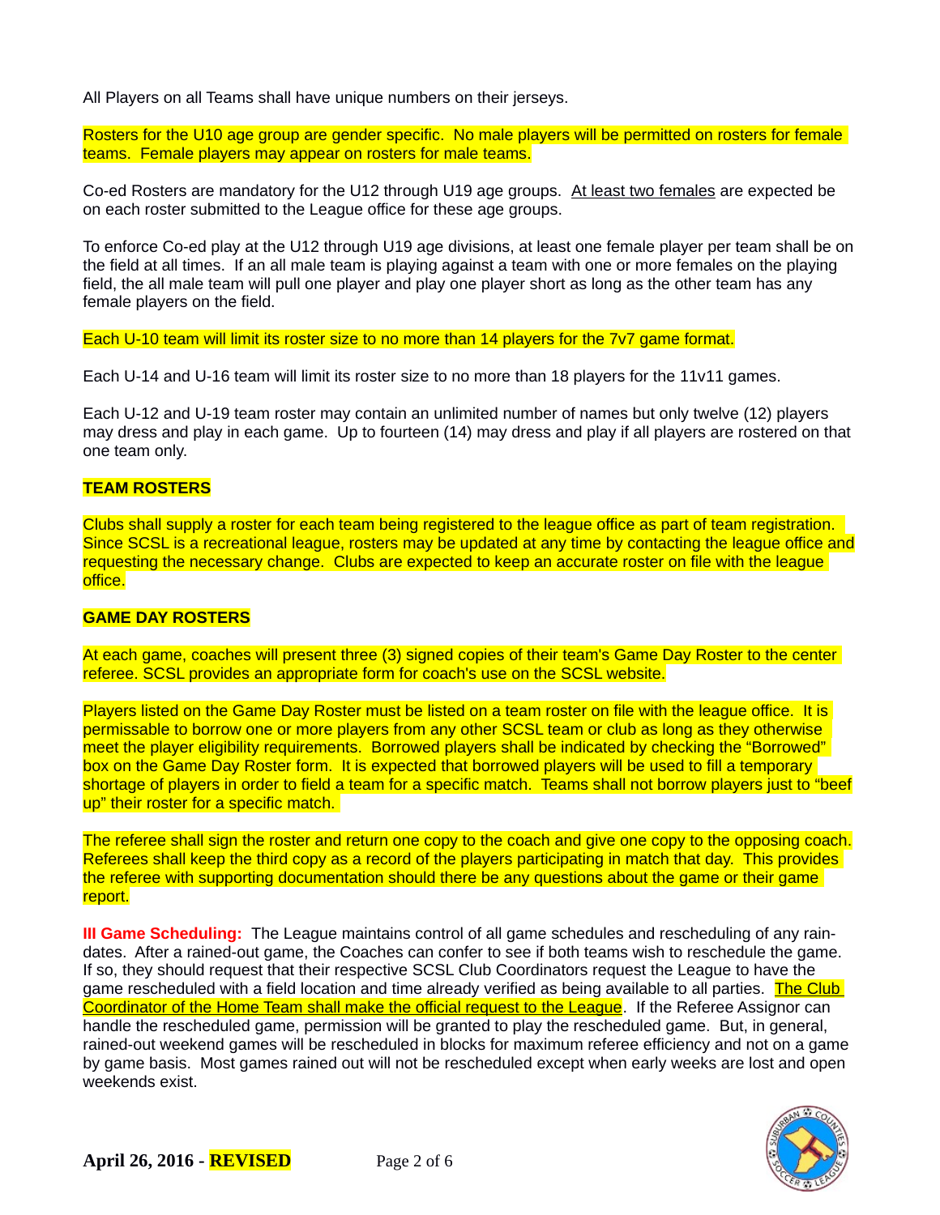All Players on all Teams shall have unique numbers on their jerseys.

Rosters for the U10 age group are gender specific. No male players will be permitted on rosters for female teams. Female players may appear on rosters for male teams.

Co-ed Rosters are mandatory for the U12 through U19 age groups. <u>At least two females</u> are expected be on each roster submitted to the League office for these age groups.

To enforce Co-ed play at the U12 through U19 age divisions, at least one female player per team shall be on the field at all times. If an all male team is playing against a team with one or more females on the playing field, the all male team will pull one player and play one player short as long as the other team has any female players on the field.

Each U-10 team will limit its roster size to no more than 14 players for the 7v7 game format.

Each U-14 and U-16 team will limit its roster size to no more than 18 players for the 11v11 games.

Each U-12 and U-19 team roster may contain an unlimited number of names but only twelve (12) players may dress and play in each game. Up to fourteen (14) may dress and play if all players are rostered on that one team only.

**TEAM ROSTERS**

Clubs shall supply a roster for each team being registered to the league office as part of team registration. Since SCSL is a recreational league, rosters may be updated at any time by contacting the league office and requesting the necessary change. Clubs are expected to keep an accurate roster on file with the league office.

**GAME DAY ROSTERS**

At each game, coaches will present three (3) signed copies of their team's Game Day Roster to the center referee. SCSL provides an appropriate form for coach's use on the SCSL website.

Players listed on the Game Day Roster must be listed on a team roster on file with the league office. It is permissable to borrow one or more players from any other SCSL team or club as long as they otherwise meet the player eligibility requirements. Borrowed players shall be indicated by checking the "Borrowed" box on the Game Day Roster form. It is expected that borrowed players will be used to fill a temporary shortage of players in order to field a team for a specific match. Teams shall not borrow players just to "beef up" their roster for a specific match.

The referee shall sign the roster and return one copy to the coach and give one copy to the opposing coach. Referees shall keep the third copy as a record of the players participating in match that day. This provides the referee with supporting documentation should there be any questions about the game or their game report.

**III Game Scheduling:** The League maintains control of all game schedules and rescheduling of any rain-dates. After a rained-out game, the Coaches can confer to see if both teams wish to reschedule the game. If so, they should request that their respective SCSL Club Coordinators request the League to have the game rescheduled with a field location and time already verified as being available to all parties. <u>The Club Coordinator of the Home Team shall make the official request to the League</u>. If the Referee Assignor can handle the rescheduled game, permission will be granted to play the rescheduled game. But, in general, rained-out weekend games will be rescheduled in blocks for maximum referee efficiency and not on a game by game basis. Most games rained out will not be rescheduled except when early weeks are lost and open weekends exist.

**April 26, 2016 - REVISED**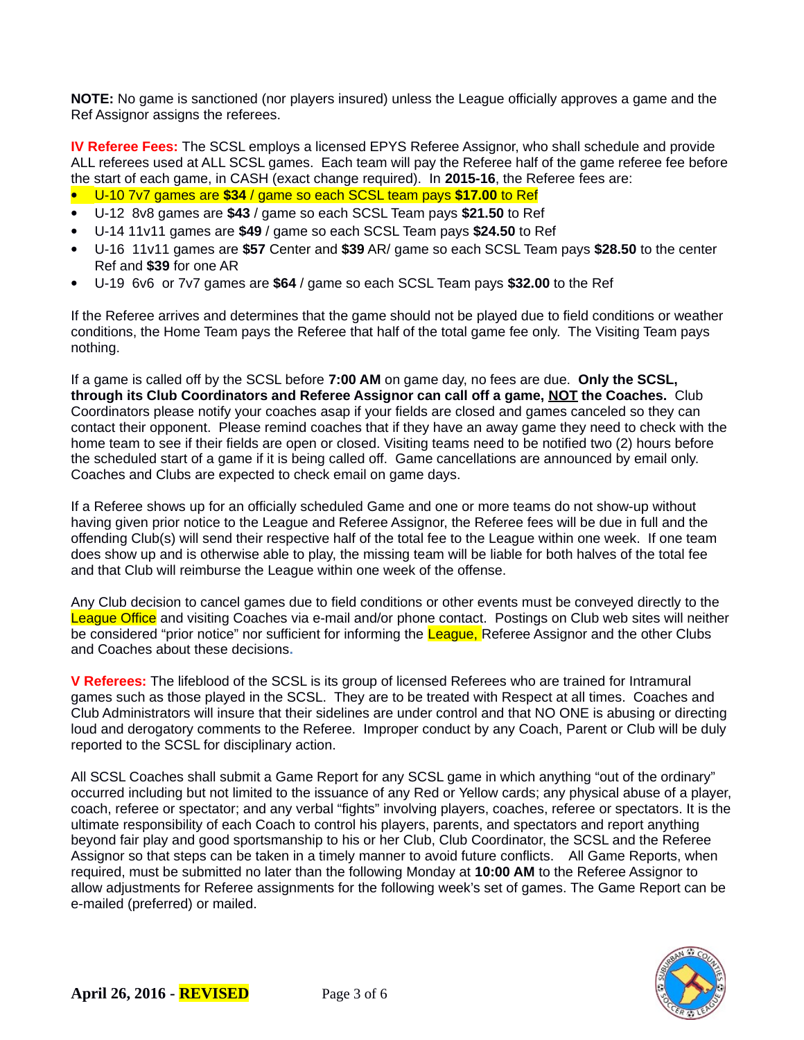**NOTE:** No game is sanctioned (nor players insured) unless the League officially approves a game and the Ref Assignor assigns the referees.

**IV Referee Fees:** The SCSL employs a licensed EPYS Referee Assignor, who shall schedule and provide ALL referees used at ALL SCSL games. Each team will pay the Referee half of the game referee fee before the start of each game, in CASH (exact change required). In **2015-16**, the Referee fees are:

- U-10 7v7 games are **$34** / game so each SCSL team pays **$17.00** to Ref
- U-12 8v8 games are **$43** / game so each SCSL Team pays **$21.50** to Ref
- U-14 11v11 games are **$49** / game so each SCSL Team pays **$24.50** to Ref
- U-16 11v11 games are **$57** Center and **$39** AR/ game so each SCSL Team pays **$28.50** to the center Ref and **$39** for one AR
- U-19 6v6 or 7v7 games are **$64** / game so each SCSL Team pays **$32.00** to the Ref

If the Referee arrives and determines that the game should not be played due to field conditions or weather conditions, the Home Team pays the Referee that half of the total game fee only. The Visiting Team pays nothing.

If a game is called off by the SCSL before **7:00 AM** on game day, no fees are due. **Only the SCSL, through its Club Coordinators and Referee Assignor can call off a game, NOT the Coaches.** Club Coordinators please notify your coaches asap if your fields are closed and games canceled so they can contact their opponent. Please remind coaches that if they have an away game they need to check with the home team to see if their fields are open or closed. Visiting teams need to be notified two (2) hours before the scheduled start of a game if it is being called off. Game cancellations are announced by email only. Coaches and Clubs are expected to check email on game days.

If a Referee shows up for an officially scheduled Game and one or more teams do not show-up without having given prior notice to the League and Referee Assignor, the Referee fees will be due in full and the offending Club(s) will send their respective half of the total fee to the League within one week. If one team does show up and is otherwise able to play, the missing team will be liable for both halves of the total fee and that Club will reimburse the League within one week of the offense.

Any Club decision to cancel games due to field conditions or other events must be conveyed directly to the League Office and visiting Coaches via e-mail and/or phone contact. Postings on Club web sites will neither be considered "prior notice" nor sufficient for informing the League, Referee Assignor and the other Clubs and Coaches about these decisions.

**V Referees:** The lifeblood of the SCSL is its group of licensed Referees who are trained for Intramural games such as those played in the SCSL. They are to be treated with Respect at all times. Coaches and Club Administrators will insure that their sidelines are under control and that NO ONE is abusing or directing loud and derogatory comments to the Referee. Improper conduct by any Coach, Parent or Club will be duly reported to the SCSL for disciplinary action.

All SCSL Coaches shall submit a Game Report for any SCSL game in which anything "out of the ordinary" occurred including but not limited to the issuance of any Red or Yellow cards; any physical abuse of a player, coach, referee or spectator; and any verbal "fights" involving players, coaches, referee or spectators. It is the ultimate responsibility of each Coach to control his players, parents, and spectators and report anything beyond fair play and good sportsmanship to his or her Club, Club Coordinator, the SCSL and the Referee Assignor so that steps can be taken in a timely manner to avoid future conflicts. All Game Reports, when required, must be submitted no later than the following Monday at **10:00 AM** to the Referee Assignor to allow adjustments for Referee assignments for the following week's set of games. The Game Report can be e-mailed (preferred) or mailed.

**April 26, 2016 - REVISED**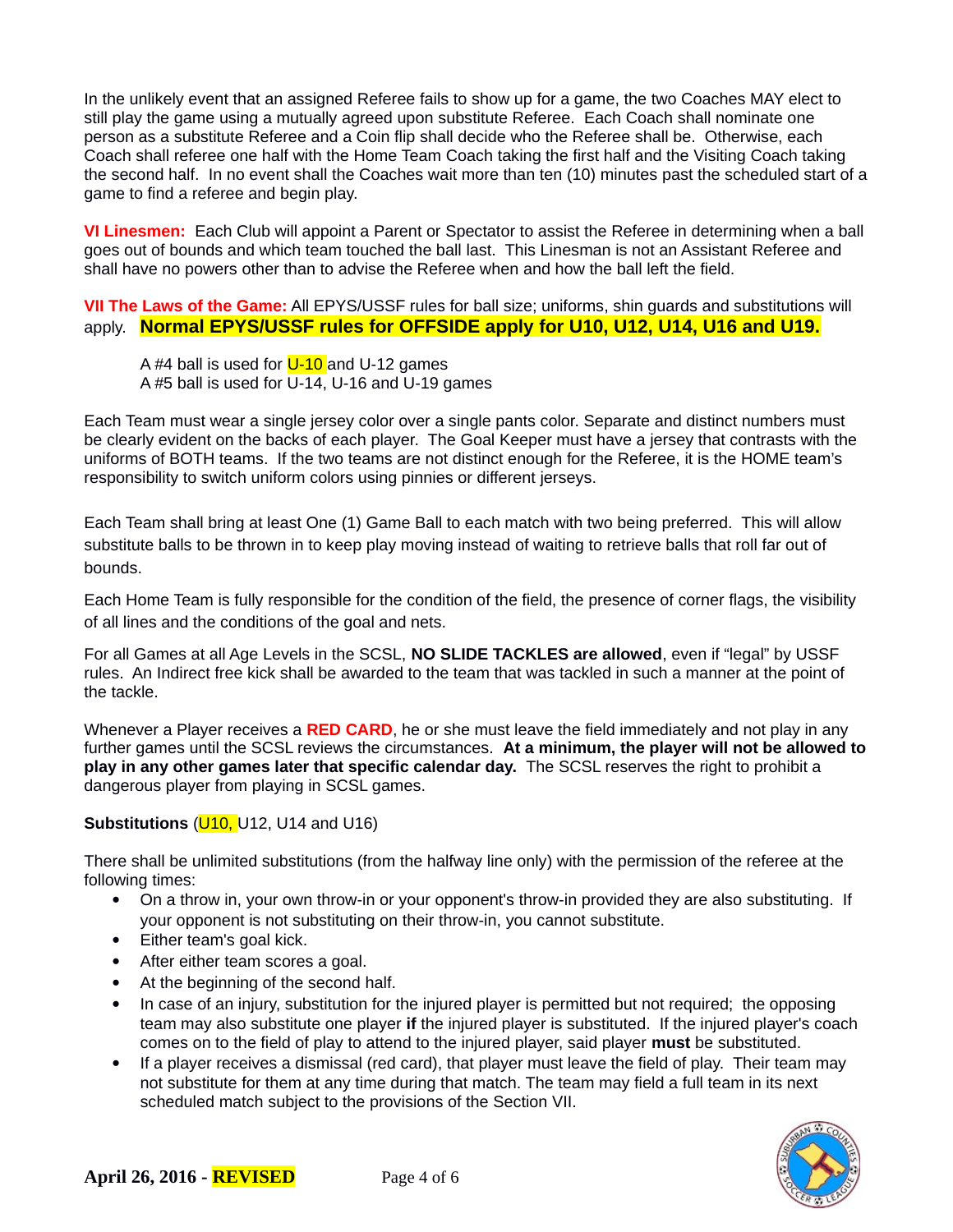In the unlikely event that an assigned Referee fails to show up for a game, the two Coaches MAY elect to still play the game using a mutually agreed upon substitute Referee. Each Coach shall nominate one person as a substitute Referee and a Coin flip shall decide who the Referee shall be. Otherwise, each Coach shall referee one half with the Home Team Coach taking the first half and the Visiting Coach taking the second half. In no event shall the Coaches wait more than ten (10) minutes past the scheduled start of a game to find a referee and begin play.

**VI Linesmen:** Each Club will appoint a Parent or Spectator to assist the Referee in determining when a ball goes out of bounds and which team touched the ball last. This Linesman is not an Assistant Referee and shall have no powers other than to advise the Referee when and how the ball left the field.

**VII The Laws of the Game:** All EPYS/USSF rules for ball size; uniforms, shin guards and substitutions will apply. **Normal EPYS/USSF rules for OFFSIDE apply for U10, U12, U14, U16 and U19.**

A #4 ball is used for U-10 and U-12 games
A #5 ball is used for U-14, U-16 and U-19 games

Each Team must wear a single jersey color over a single pants color. Separate and distinct numbers must be clearly evident on the backs of each player. The Goal Keeper must have a jersey that contrasts with the uniforms of BOTH teams. If the two teams are not distinct enough for the Referee, it is the HOME team's responsibility to switch uniform colors using pinnies or different jerseys.

Each Team shall bring at least One (1) Game Ball to each match with two being preferred. This will allow substitute balls to be thrown in to keep play moving instead of waiting to retrieve balls that roll far out of bounds.

Each Home Team is fully responsible for the condition of the field, the presence of corner flags, the visibility of all lines and the conditions of the goal and nets.

For all Games at all Age Levels in the SCSL, **NO SLIDE TACKLES are allowed**, even if "legal" by USSF rules. An Indirect free kick shall be awarded to the team that was tackled in such a manner at the point of the tackle.

Whenever a Player receives a **RED CARD**, he or she must leave the field immediately and not play in any further games until the SCSL reviews the circumstances. **At a minimum, the player will not be allowed to play in any other games later that specific calendar day.** The SCSL reserves the right to prohibit a dangerous player from playing in SCSL games.

**Substitutions** (U10, U12, U14 and U16)

There shall be unlimited substitutions (from the halfway line only) with the permission of the referee at the following times:

- On a throw in, your own throw-in or your opponent's throw-in provided they are also substituting. If your opponent is not substituting on their throw-in, you cannot substitute.
- Either team's goal kick.
- After either team scores a goal.
- At the beginning of the second half.
- In case of an injury, substitution for the injured player is permitted but not required; the opposing team may also substitute one player **if** the injured player is substituted. If the injured player's coach comes on to the field of play to attend to the injured player, said player **must** be substituted.
- If a player receives a dismissal (red card), that player must leave the field of play. Their team may not substitute for them at any time during that match. The team may field a full team in its next scheduled match subject to the provisions of the Section VII.

**April 26, 2016 - REVISED**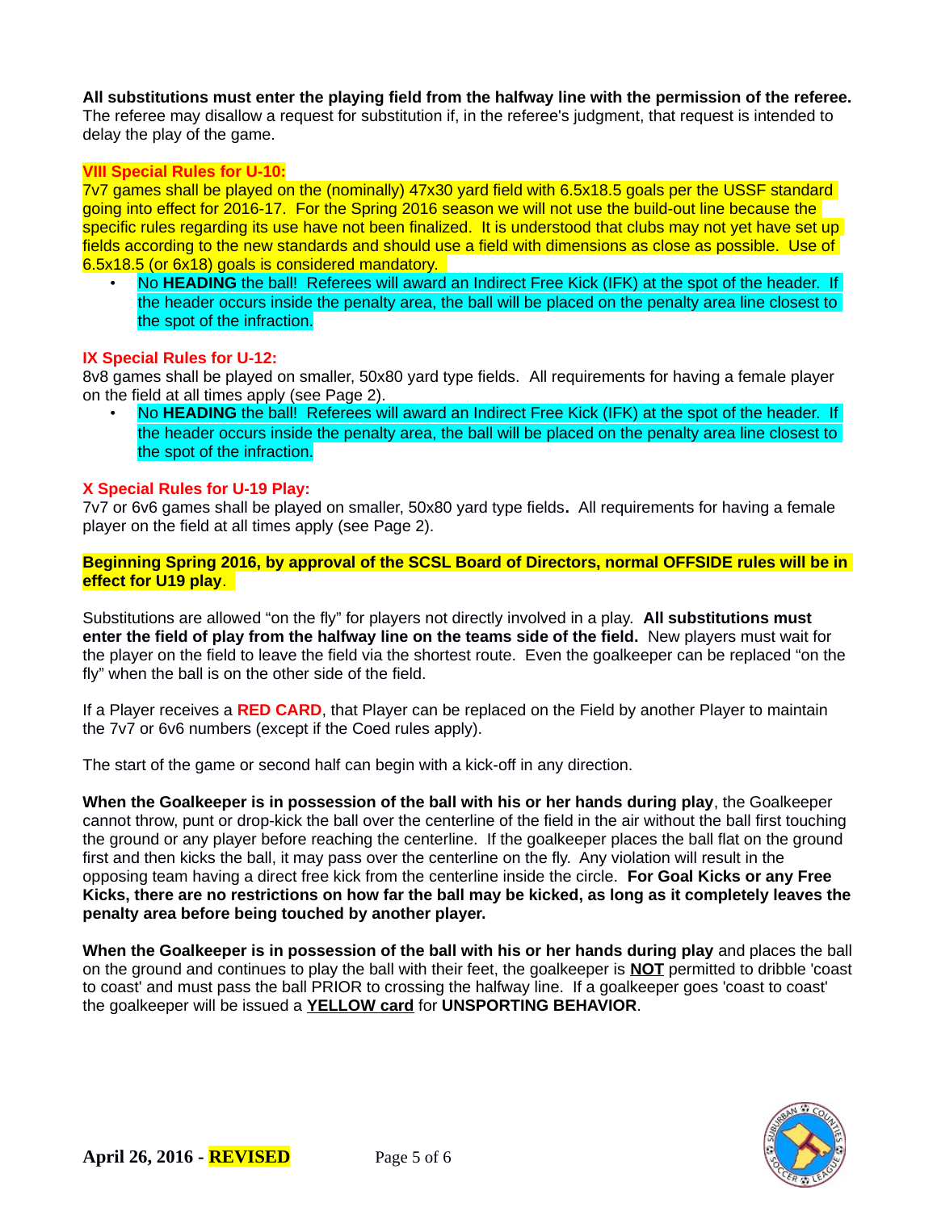**All substitutions must enter the playing field from the halfway line with the permission of the referee.** The referee may disallow a request for substitution if, in the referee's judgment, that request is intended to delay the play of the game.

## VIII Special Rules for U-10:

7v7 games shall be played on the (nominally) 47x30 yard field with 6.5x18.5 goals per the USSF standard going into effect for 2016-17. For the Spring 2016 season we will not use the build-out line because the specific rules regarding its use have not been finalized. It is understood that clubs may not yet have set up fields according to the new standards and should use a field with dimensions as close as possible. Use of 6.5x18.5 (or 6x18) goals is considered mandatory.

- No **HEADING** the ball! Referees will award an Indirect Free Kick (IFK) at the spot of the header. If the header occurs inside the penalty area, the ball will be placed on the penalty area line closest to the spot of the infraction.

## IX Special Rules for U-12:

8v8 games shall be played on smaller, 50x80 yard type fields. All requirements for having a female player on the field at all times apply (see Page 2).

- No **HEADING** the ball! Referees will award an Indirect Free Kick (IFK) at the spot of the header. If the header occurs inside the penalty area, the ball will be placed on the penalty area line closest to the spot of the infraction.

## X Special Rules for U-19 Play:

7v7 or 6v6 games shall be played on smaller, 50x80 yard type fields**.** All requirements for having a female player on the field at all times apply (see Page 2).

**Beginning Spring 2016, by approval of the SCSL Board of Directors, normal OFFSIDE rules will be in effect for U19 play**.

Substitutions are allowed "on the fly" for players not directly involved in a play. **All substitutions must enter the field of play from the halfway line on the teams side of the field.** New players must wait for the player on the field to leave the field via the shortest route. Even the goalkeeper can be replaced "on the fly" when the ball is on the other side of the field.

If a Player receives a **RED CARD**, that Player can be replaced on the Field by another Player to maintain the 7v7 or 6v6 numbers (except if the Coed rules apply).

The start of the game or second half can begin with a kick-off in any direction.

**When the Goalkeeper is in possession of the ball with his or her hands during play**, the Goalkeeper cannot throw, punt or drop-kick the ball over the centerline of the field in the air without the ball first touching the ground or any player before reaching the centerline. If the goalkeeper places the ball flat on the ground first and then kicks the ball, it may pass over the centerline on the fly. Any violation will result in the opposing team having a direct free kick from the centerline inside the circle. **For Goal Kicks or any Free Kicks, there are no restrictions on how far the ball may be kicked, as long as it completely leaves the penalty area before being touched by another player.**

**When the Goalkeeper is in possession of the ball with his or her hands during play** and places the ball on the ground and continues to play the ball with their feet, the goalkeeper is **NOT** permitted to dribble 'coast to coast' and must pass the ball PRIOR to crossing the halfway line. If a goalkeeper goes 'coast to coast' the goalkeeper will be issued a **YELLOW card** for **UNSPORTING BEHAVIOR**.

**April 26, 2016 - REVISED**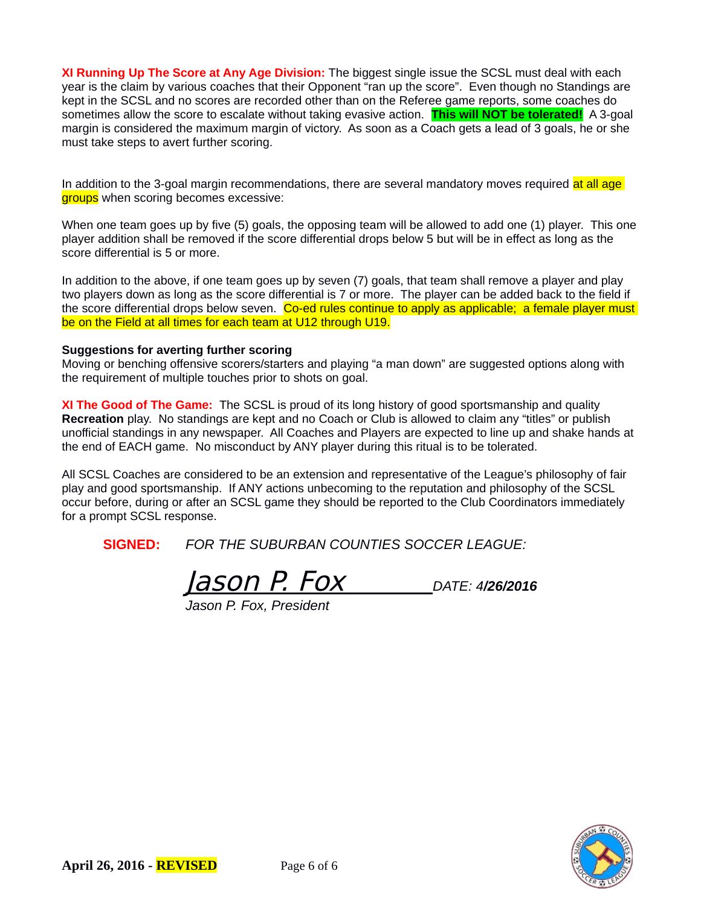**XI Running Up The Score at Any Age Division:** The biggest single issue the SCSL must deal with each year is the claim by various coaches that their Opponent "ran up the score". Even though no Standings are kept in the SCSL and no scores are recorded other than on the Referee game reports, some coaches do sometimes allow the score to escalate without taking evasive action. **This will NOT be tolerated!** A 3-goal margin is considered the maximum margin of victory. As soon as a Coach gets a lead of 3 goals, he or she must take steps to avert further scoring.

In addition to the 3-goal margin recommendations, there are several mandatory moves required at all age groups when scoring becomes excessive:

When one team goes up by five (5) goals, the opposing team will be allowed to add one (1) player. This one player addition shall be removed if the score differential drops below 5 but will be in effect as long as the score differential is 5 or more.

In addition to the above, if one team goes up by seven (7) goals, that team shall remove a player and play two players down as long as the score differential is 7 or more. The player can be added back to the field if the score differential drops below seven. Co-ed rules continue to apply as applicable; a female player must be on the Field at all times for each team at U12 through U19.

**Suggestions for averting further scoring**

Moving or benching offensive scorers/starters and playing "a man down" are suggested options along with the requirement of multiple touches prior to shots on goal.

**XI The Good of The Game:** The SCSL is proud of its long history of good sportsmanship and quality **Recreation** play. No standings are kept and no Coach or Club is allowed to claim any "titles" or publish unofficial standings in any newspaper. All Coaches and Players are expected to line up and shake hands at the end of EACH game. No misconduct by ANY player during this ritual is to be tolerated.

All SCSL Coaches are considered to be an extension and representative of the League's philosophy of fair play and good sportsmanship. If ANY actions unbecoming to the reputation and philosophy of the SCSL occur before, during or after an SCSL game they should be reported to the Club Coordinators immediately for a prompt SCSL response.

**SIGNED:** *FOR THE SUBURBAN COUNTIES SOCCER LEAGUE:*

*Jason P. Fox* *DATE: 4/26/2016*

*Jason P. Fox, President*

**April 26, 2016 - REVISED**